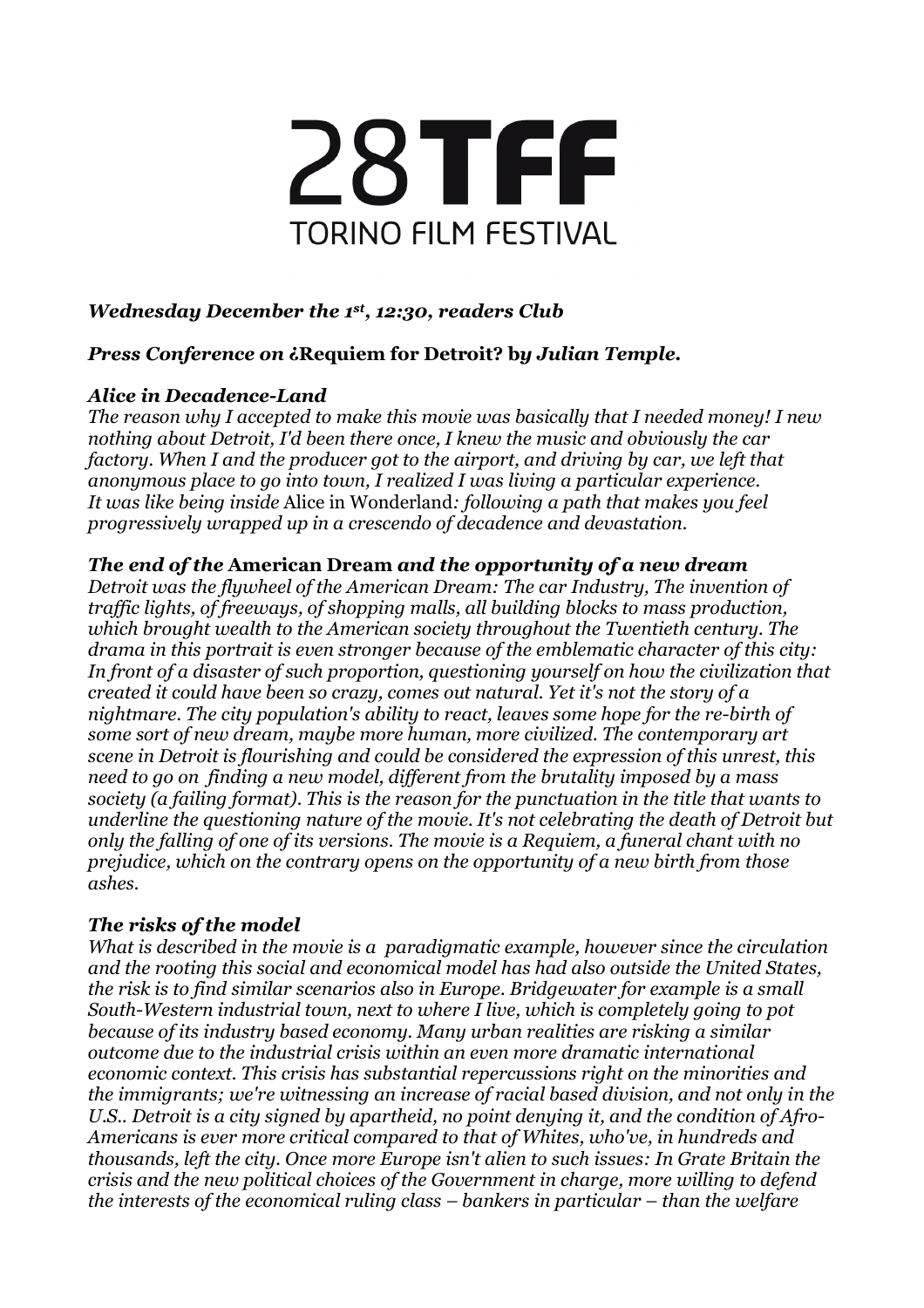# 28TFF
## TORINO FILM FESTIVAL

***Wednesday December the 1st, 12:30, readers Club***

***Press Conference on* ¿Requiem for Detroit? *by Julian Temple.***

***Alice in Decadence-Land***

*The reason why I accepted to make this movie was basically that I needed money! I new nothing about Detroit, I'd been there once, I knew the music and obviously the car factory. When I and the producer got to the airport, and driving by car, we left that anonymous place to go into town, I realized I was living a particular experience. It was like being inside* Alice in Wonderland*: following a path that makes you feel progressively wrapped up in a crescendo of decadence and devastation.*

***The end of the* American Dream *and the opportunity of a new dream***

*Detroit was the flywheel of the American Dream: The car Industry, The invention of traffic lights, of freeways, of shopping malls, all building blocks to mass production, which brought wealth to the American society throughout the Twentieth century. The drama in this portrait is even stronger because of the emblematic character of this city: In front of a disaster of such proportion, questioning yourself on how the civilization that created it could have been so crazy, comes out natural. Yet it's not the story of a nightmare. The city population's ability to react, leaves some hope for the re-birth of some sort of new dream, maybe more human, more civilized. The contemporary art scene in Detroit is flourishing and could be considered the expression of this unrest, this need to go on finding a new model, different from the brutality imposed by a mass society (a failing format). This is the reason for the punctuation in the title that wants to underline the questioning nature of the movie. It's not celebrating the death of Detroit but only the falling of one of its versions. The movie is a Requiem, a funeral chant with no prejudice, which on the contrary opens on the opportunity of a new birth from those ashes.*

***The risks of the model***

*What is described in the movie is a paradigmatic example, however since the circulation and the rooting this social and economical model has had also outside the United States, the risk is to find similar scenarios also in Europe. Bridgewater for example is a small South-Western industrial town, next to where I live, which is completely going to pot because of its industry based economy. Many urban realities are risking a similar outcome due to the industrial crisis within an even more dramatic international economic context. This crisis has substantial repercussions right on the minorities and the immigrants; we're witnessing an increase of racial based division, and not only in the U.S.. Detroit is a city signed by apartheid, no point denying it, and the condition of Afro-Americans is ever more critical compared to that of Whites, who've, in hundreds and thousands, left the city. Once more Europe isn't alien to such issues: In Grate Britain the crisis and the new political choices of the Government in charge, more willing to defend the interests of the economical ruling class – bankers in particular – than the welfare*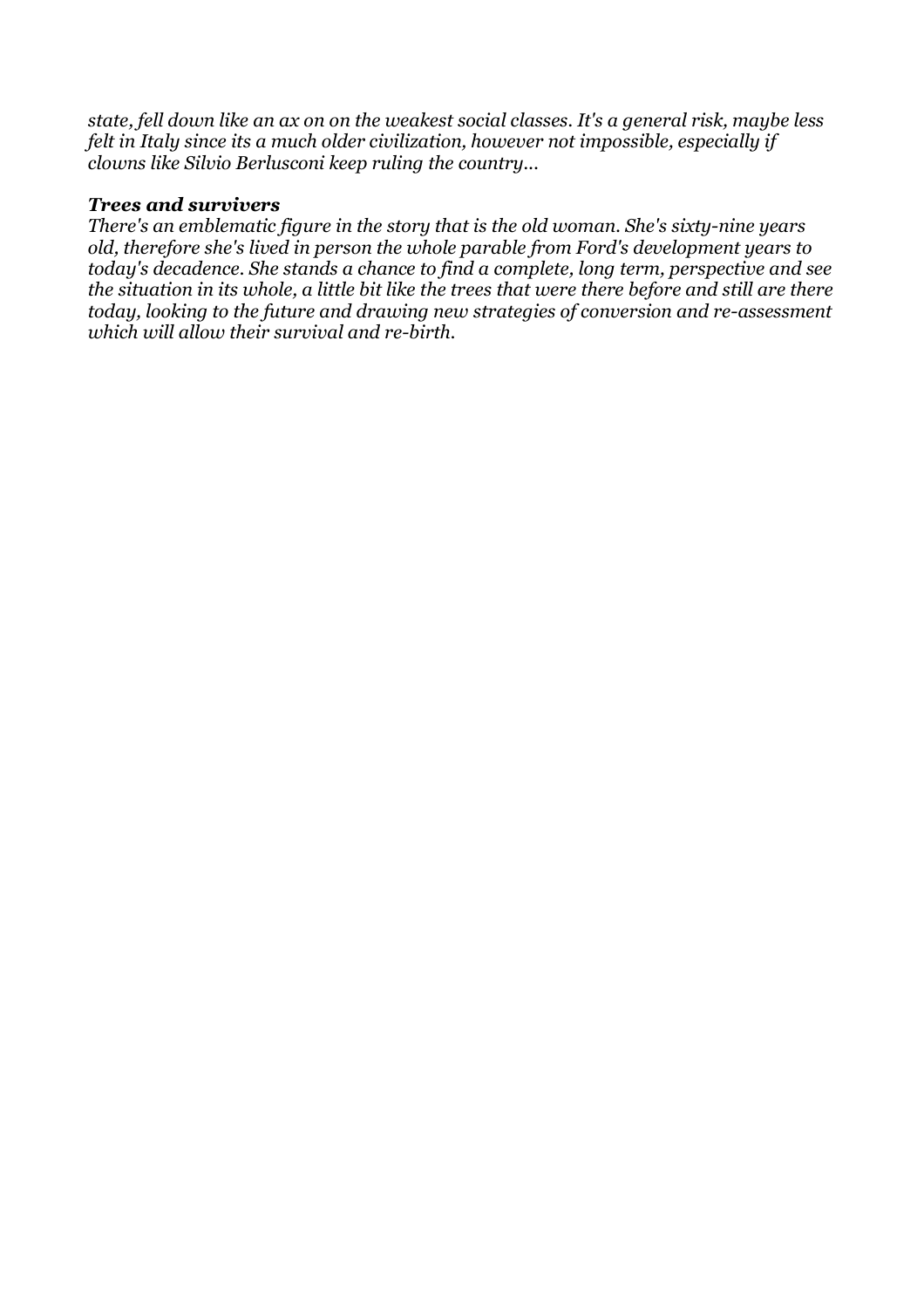*state, fell down like an ax on on the weakest social classes. It's a general risk, maybe less felt in Italy since its a much older civilization, however not impossible, especially if clowns like Silvio Berlusconi keep ruling the country...*

### ***Trees and survivers***

*There's an emblematic figure in the story that is the old woman. She's sixty-nine years old, therefore she's lived in person the whole parable from Ford's development years to today's decadence. She stands a chance to find a complete, long term, perspective and see the situation in its whole, a little bit like the trees that were there before and still are there today, looking to the future and drawing new strategies of conversion and re-assessment which will allow their survival and re-birth.*